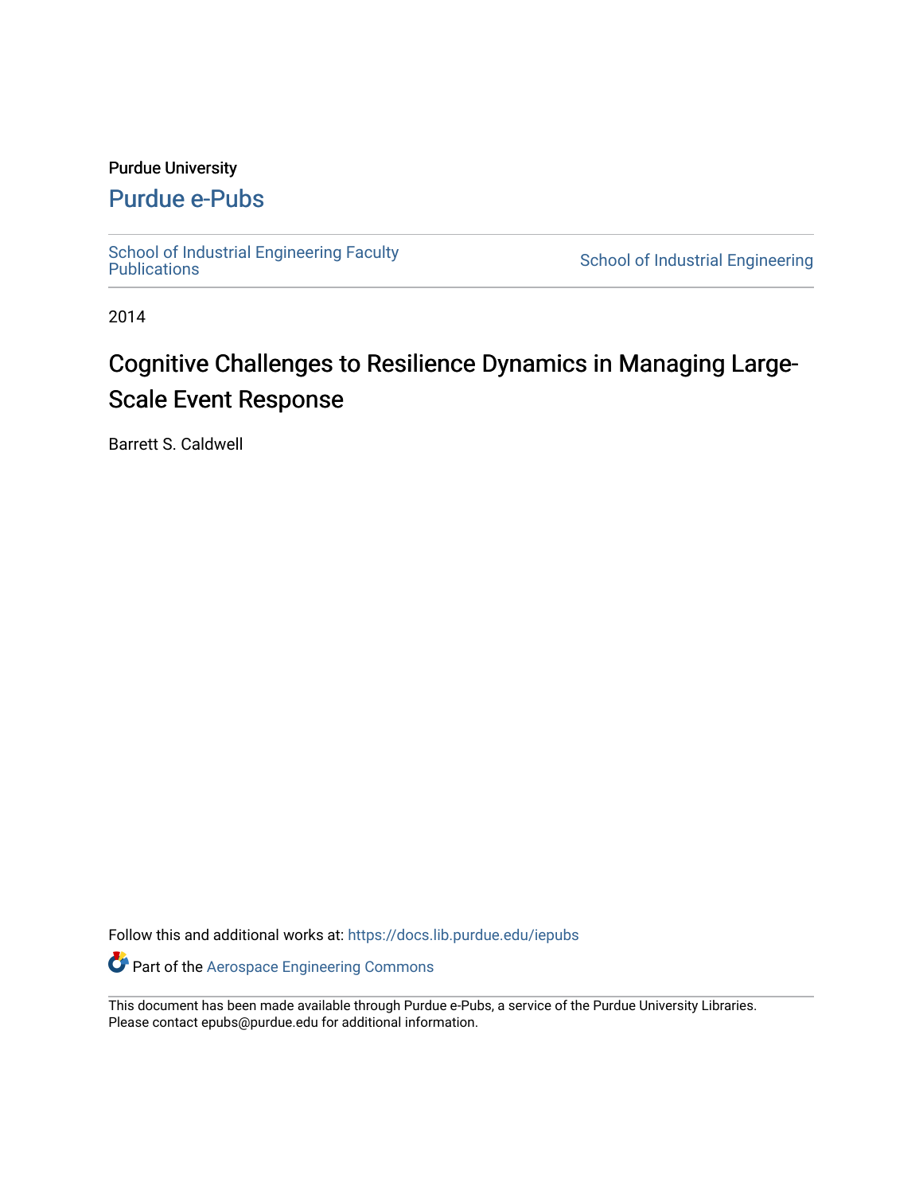Purdue University

# Purdue e-Pubs

School of Industrial Engineering Faculty Publications

School of Industrial Engineering

2014

# Cognitive Challenges to Resilience Dynamics in Managing Large-Scale Event Response

Barrett S. Caldwell

Follow this and additional works at: https://docs.lib.purdue.edu/iepubs

Part of the Aerospace Engineering Commons

This document has been made available through Purdue e-Pubs, a service of the Purdue University Libraries. Please contact epubs@purdue.edu for additional information.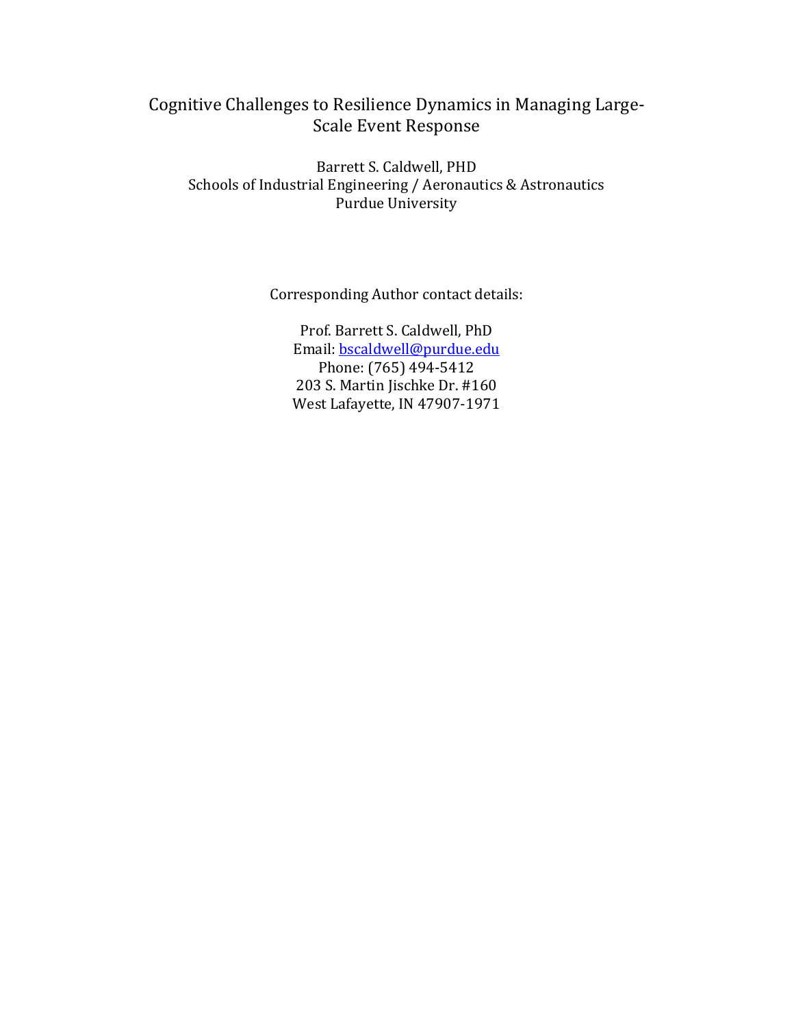# Cognitive Challenges to Resilience Dynamics in Managing Large-Scale Event Response

Barrett S. Caldwell, PHD
Schools of Industrial Engineering / Aeronautics & Astronautics
Purdue University

Corresponding Author contact details:

Prof. Barrett S. Caldwell, PhD
Email: bscaldwell@purdue.edu
Phone: (765) 494-5412
203 S. Martin Jischke Dr. #160
West Lafayette, IN 47907-1971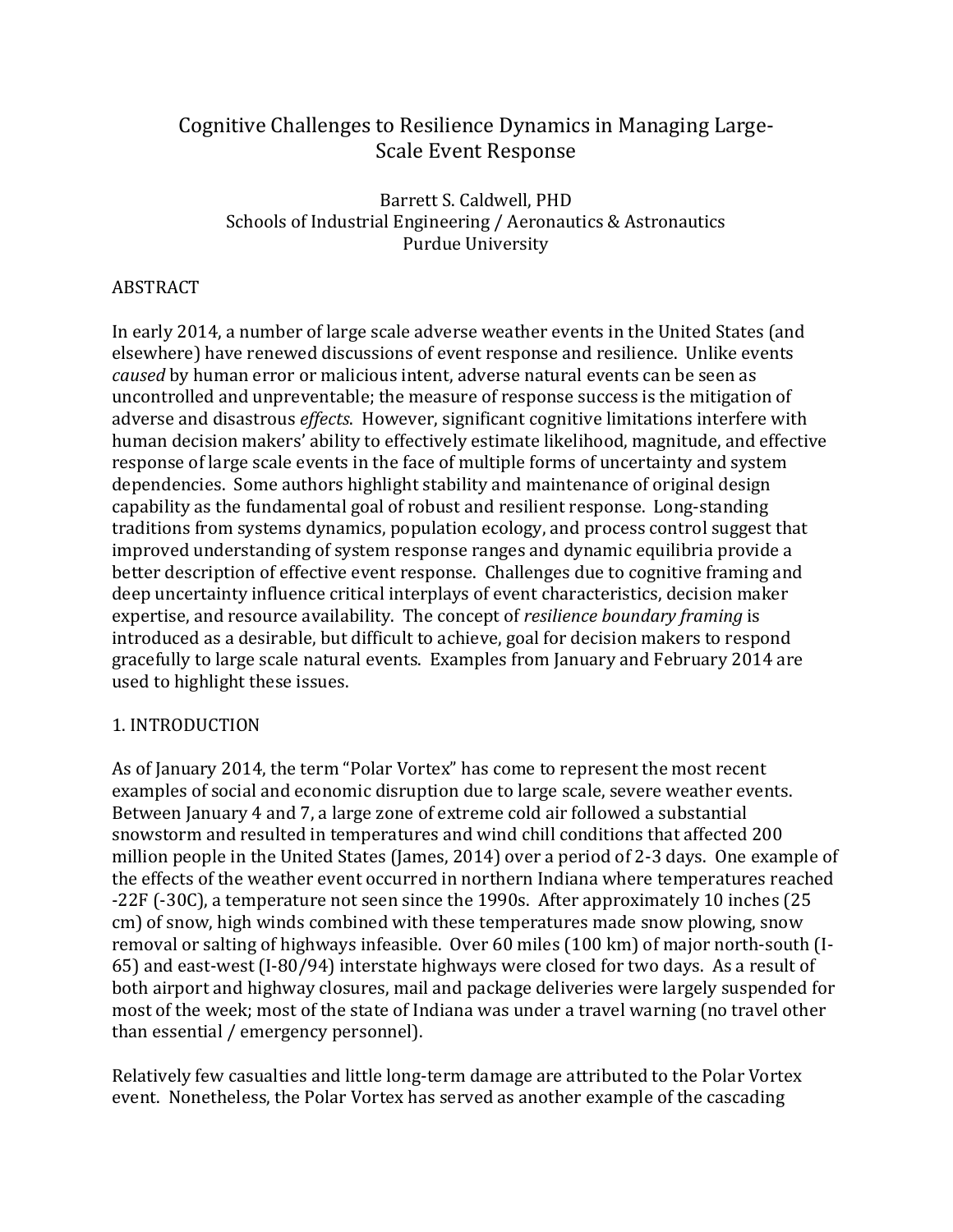# Cognitive Challenges to Resilience Dynamics in Managing Large-Scale Event Response

Barrett S. Caldwell, PHD
Schools of Industrial Engineering / Aeronautics & Astronautics
Purdue University

## ABSTRACT

In early 2014, a number of large scale adverse weather events in the United States (and elsewhere) have renewed discussions of event response and resilience. Unlike events *caused* by human error or malicious intent, adverse natural events can be seen as uncontrolled and unpreventable; the measure of response success is the mitigation of adverse and disastrous *effects*. However, significant cognitive limitations interfere with human decision makers' ability to effectively estimate likelihood, magnitude, and effective response of large scale events in the face of multiple forms of uncertainty and system dependencies. Some authors highlight stability and maintenance of original design capability as the fundamental goal of robust and resilient response. Long-standing traditions from systems dynamics, population ecology, and process control suggest that improved understanding of system response ranges and dynamic equilibria provide a better description of effective event response. Challenges due to cognitive framing and deep uncertainty influence critical interplays of event characteristics, decision maker expertise, and resource availability. The concept of *resilience boundary framing* is introduced as a desirable, but difficult to achieve, goal for decision makers to respond gracefully to large scale natural events. Examples from January and February 2014 are used to highlight these issues.

## 1. INTRODUCTION

As of January 2014, the term "Polar Vortex" has come to represent the most recent examples of social and economic disruption due to large scale, severe weather events. Between January 4 and 7, a large zone of extreme cold air followed a substantial snowstorm and resulted in temperatures and wind chill conditions that affected 200 million people in the United States (James, 2014) over a period of 2-3 days. One example of the effects of the weather event occurred in northern Indiana where temperatures reached -22F (-30C), a temperature not seen since the 1990s. After approximately 10 inches (25 cm) of snow, high winds combined with these temperatures made snow plowing, snow removal or salting of highways infeasible. Over 60 miles (100 km) of major north-south (I-65) and east-west (I-80/94) interstate highways were closed for two days. As a result of both airport and highway closures, mail and package deliveries were largely suspended for most of the week; most of the state of Indiana was under a travel warning (no travel other than essential / emergency personnel).

Relatively few casualties and little long-term damage are attributed to the Polar Vortex event. Nonetheless, the Polar Vortex has served as another example of the cascading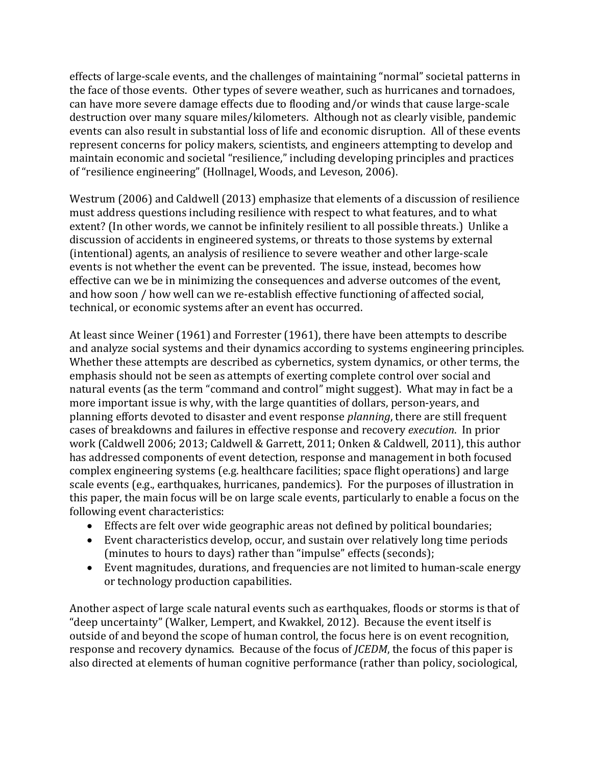effects of large-scale events, and the challenges of maintaining "normal" societal patterns in the face of those events. Other types of severe weather, such as hurricanes and tornadoes, can have more severe damage effects due to flooding and/or winds that cause large-scale destruction over many square miles/kilometers. Although not as clearly visible, pandemic events can also result in substantial loss of life and economic disruption. All of these events represent concerns for policy makers, scientists, and engineers attempting to develop and maintain economic and societal "resilience," including developing principles and practices of "resilience engineering" (Hollnagel, Woods, and Leveson, 2006).

Westrum (2006) and Caldwell (2013) emphasize that elements of a discussion of resilience must address questions including resilience with respect to what features, and to what extent? (In other words, we cannot be infinitely resilient to all possible threats.) Unlike a discussion of accidents in engineered systems, or threats to those systems by external (intentional) agents, an analysis of resilience to severe weather and other large-scale events is not whether the event can be prevented. The issue, instead, becomes how effective can we be in minimizing the consequences and adverse outcomes of the event, and how soon / how well can we re-establish effective functioning of affected social, technical, or economic systems after an event has occurred.

At least since Weiner (1961) and Forrester (1961), there have been attempts to describe and analyze social systems and their dynamics according to systems engineering principles. Whether these attempts are described as cybernetics, system dynamics, or other terms, the emphasis should not be seen as attempts of exerting complete control over social and natural events (as the term "command and control" might suggest). What may in fact be a more important issue is why, with the large quantities of dollars, person-years, and planning efforts devoted to disaster and event response *planning*, there are still frequent cases of breakdowns and failures in effective response and recovery *execution*. In prior work (Caldwell 2006; 2013; Caldwell & Garrett, 2011; Onken & Caldwell, 2011), this author has addressed components of event detection, response and management in both focused complex engineering systems (e.g. healthcare facilities; space flight operations) and large scale events (e.g., earthquakes, hurricanes, pandemics). For the purposes of illustration in this paper, the main focus will be on large scale events, particularly to enable a focus on the following event characteristics:

- Effects are felt over wide geographic areas not defined by political boundaries;
- Event characteristics develop, occur, and sustain over relatively long time periods (minutes to hours to days) rather than "impulse" effects (seconds);
- Event magnitudes, durations, and frequencies are not limited to human-scale energy or technology production capabilities.

Another aspect of large scale natural events such as earthquakes, floods or storms is that of "deep uncertainty" (Walker, Lempert, and Kwakkel, 2012). Because the event itself is outside of and beyond the scope of human control, the focus here is on event recognition, response and recovery dynamics. Because of the focus of *JCEDM*, the focus of this paper is also directed at elements of human cognitive performance (rather than policy, sociological,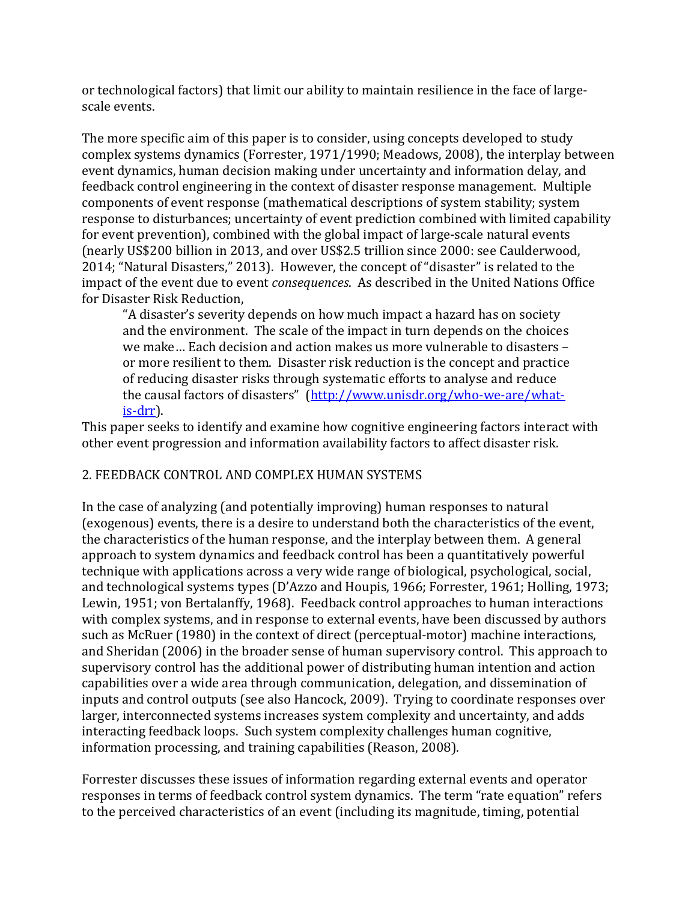or technological factors) that limit our ability to maintain resilience in the face of large-scale events.

The more specific aim of this paper is to consider, using concepts developed to study complex systems dynamics (Forrester, 1971/1990; Meadows, 2008), the interplay between event dynamics, human decision making under uncertainty and information delay, and feedback control engineering in the context of disaster response management. Multiple components of event response (mathematical descriptions of system stability; system response to disturbances; uncertainty of event prediction combined with limited capability for event prevention), combined with the global impact of large-scale natural events (nearly US$200 billion in 2013, and over US$2.5 trillion since 2000: see Caulderwood, 2014; "Natural Disasters," 2013). However, the concept of "disaster" is related to the impact of the event due to event *consequences*. As described in the United Nations Office for Disaster Risk Reduction,

> "A disaster's severity depends on how much impact a hazard has on society and the environment. The scale of the impact in turn depends on the choices we make… Each decision and action makes us more vulnerable to disasters – or more resilient to them. Disaster risk reduction is the concept and practice of reducing disaster risks through systematic efforts to analyse and reduce the causal factors of disasters" ([http://www.unisdr.org/who-we-are/what-is-drr](http://www.unisdr.org/who-we-are/what-is-drr)).

This paper seeks to identify and examine how cognitive engineering factors interact with other event progression and information availability factors to affect disaster risk.

## 2. FEEDBACK CONTROL AND COMPLEX HUMAN SYSTEMS

In the case of analyzing (and potentially improving) human responses to natural (exogenous) events, there is a desire to understand both the characteristics of the event, the characteristics of the human response, and the interplay between them. A general approach to system dynamics and feedback control has been a quantitatively powerful technique with applications across a very wide range of biological, psychological, social, and technological systems types (D'Azzo and Houpis, 1966; Forrester, 1961; Holling, 1973; Lewin, 1951; von Bertalanffy, 1968). Feedback control approaches to human interactions with complex systems, and in response to external events, have been discussed by authors such as McRuer (1980) in the context of direct (perceptual-motor) machine interactions, and Sheridan (2006) in the broader sense of human supervisory control. This approach to supervisory control has the additional power of distributing human intention and action capabilities over a wide area through communication, delegation, and dissemination of inputs and control outputs (see also Hancock, 2009). Trying to coordinate responses over larger, interconnected systems increases system complexity and uncertainty, and adds interacting feedback loops. Such system complexity challenges human cognitive, information processing, and training capabilities (Reason, 2008).

Forrester discusses these issues of information regarding external events and operator responses in terms of feedback control system dynamics. The term "rate equation" refers to the perceived characteristics of an event (including its magnitude, timing, potential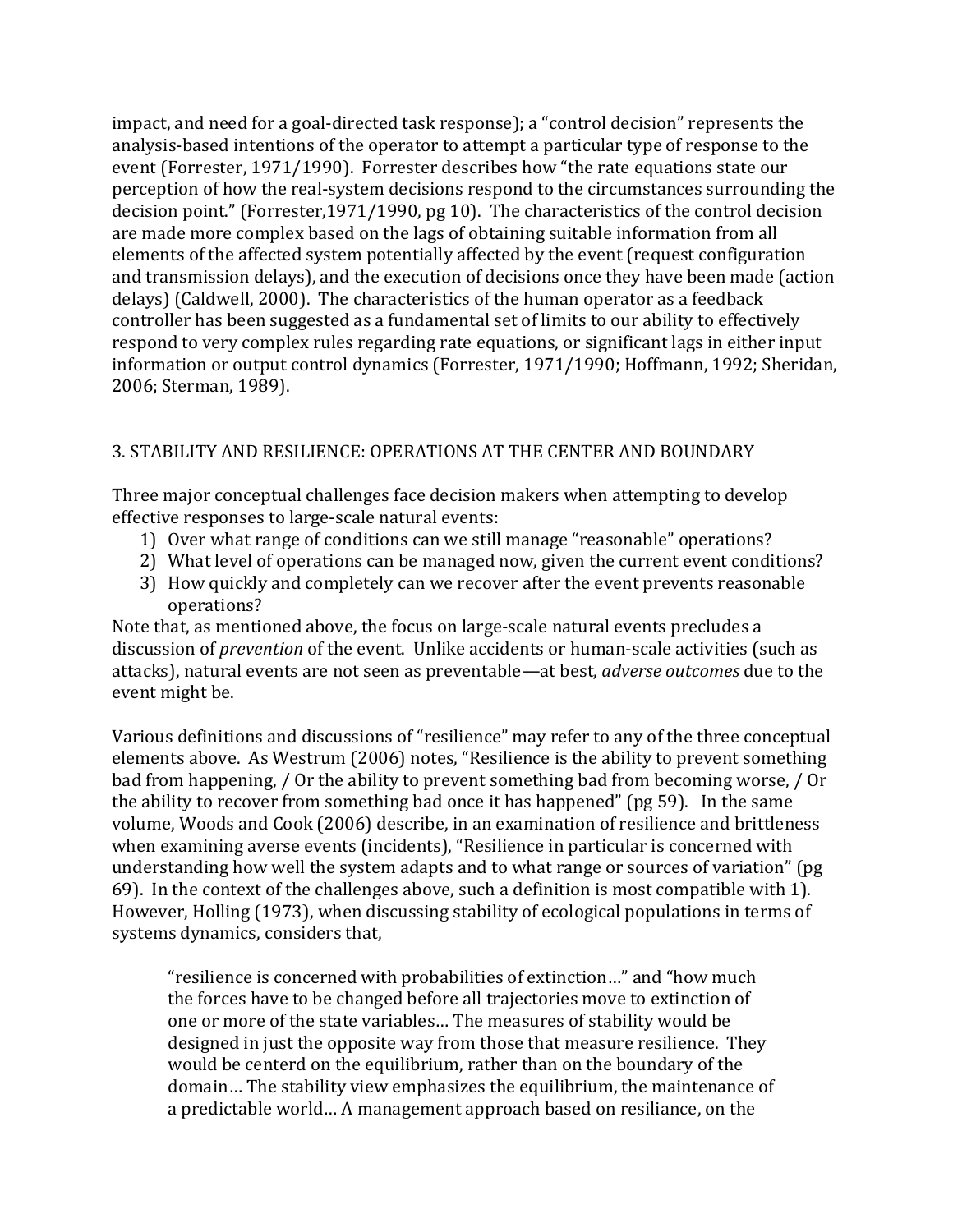impact, and need for a goal-directed task response); a "control decision" represents the analysis-based intentions of the operator to attempt a particular type of response to the event (Forrester, 1971/1990). Forrester describes how "the rate equations state our perception of how the real-system decisions respond to the circumstances surrounding the decision point." (Forrester,1971/1990, pg 10). The characteristics of the control decision are made more complex based on the lags of obtaining suitable information from all elements of the affected system potentially affected by the event (request configuration and transmission delays), and the execution of decisions once they have been made (action delays) (Caldwell, 2000). The characteristics of the human operator as a feedback controller has been suggested as a fundamental set of limits to our ability to effectively respond to very complex rules regarding rate equations, or significant lags in either input information or output control dynamics (Forrester, 1971/1990; Hoffmann, 1992; Sheridan, 2006; Sterman, 1989).

## 3. STABILITY AND RESILIENCE: OPERATIONS AT THE CENTER AND BOUNDARY

Three major conceptual challenges face decision makers when attempting to develop effective responses to large-scale natural events:

1) Over what range of conditions can we still manage "reasonable" operations?
2) What level of operations can be managed now, given the current event conditions?
3) How quickly and completely can we recover after the event prevents reasonable operations?

Note that, as mentioned above, the focus on large-scale natural events precludes a discussion of *prevention* of the event. Unlike accidents or human-scale activities (such as attacks), natural events are not seen as preventable—at best, *adverse outcomes* due to the event might be.

Various definitions and discussions of "resilience" may refer to any of the three conceptual elements above. As Westrum (2006) notes, "Resilience is the ability to prevent something bad from happening, / Or the ability to prevent something bad from becoming worse, / Or the ability to recover from something bad once it has happened" (pg 59). In the same volume, Woods and Cook (2006) describe, in an examination of resilience and brittleness when examining averse events (incidents), "Resilience in particular is concerned with understanding how well the system adapts and to what range or sources of variation" (pg 69). In the context of the challenges above, such a definition is most compatible with 1). However, Holling (1973), when discussing stability of ecological populations in terms of systems dynamics, considers that,

> "resilience is concerned with probabilities of extinction…" and "how much the forces have to be changed before all trajectories move to extinction of one or more of the state variables… The measures of stability would be designed in just the opposite way from those that measure resilience. They would be centerd on the equilibrium, rather than on the boundary of the domain… The stability view emphasizes the equilibrium, the maintenance of a predictable world… A management approach based on resiliance, on the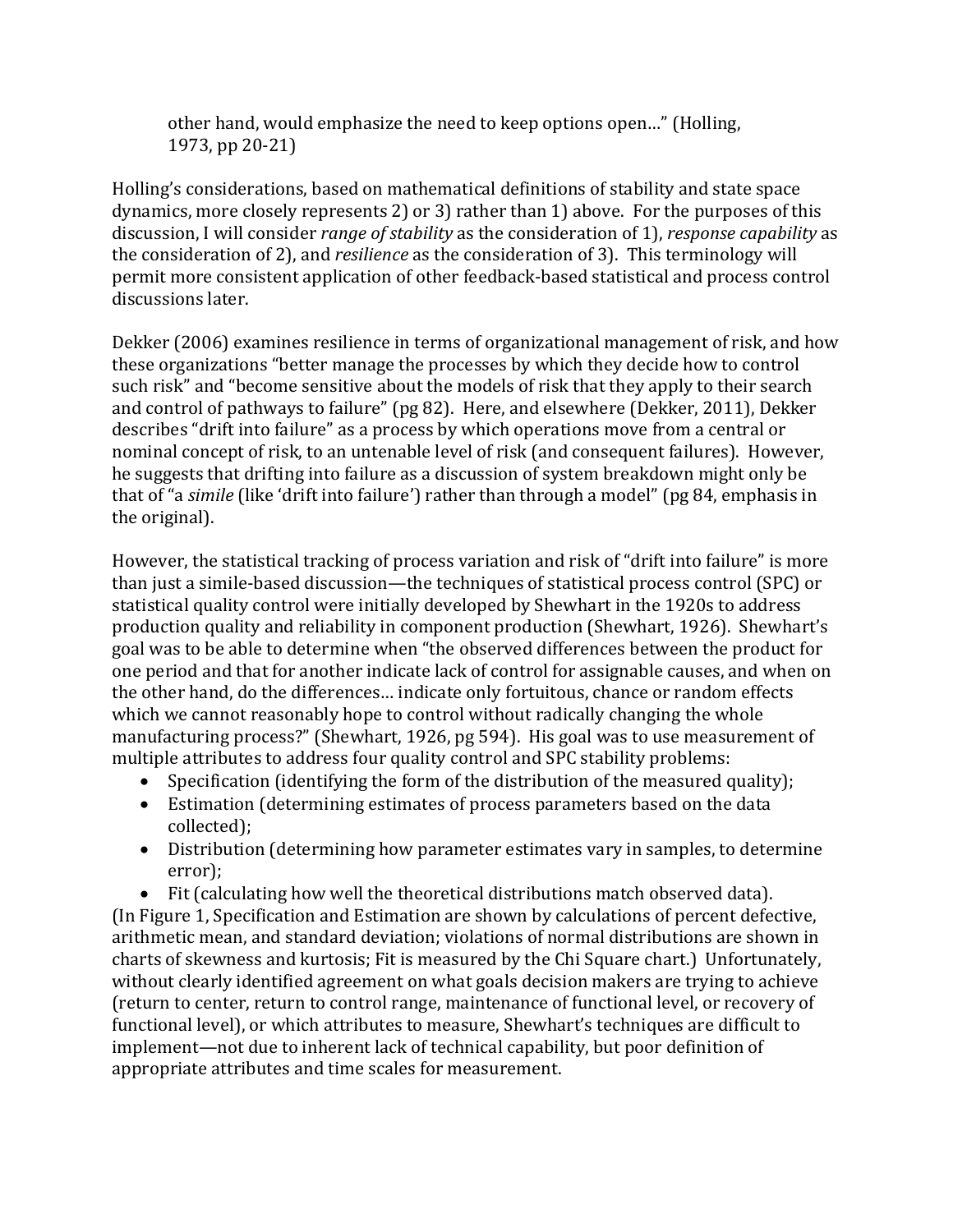> other hand, would emphasize the need to keep options open…" (Holling, 1973, pp 20-21)

Holling's considerations, based on mathematical definitions of stability and state space dynamics, more closely represents 2) or 3) rather than 1) above. For the purposes of this discussion, I will consider *range of stability* as the consideration of 1), *response capability* as the consideration of 2), and *resilience* as the consideration of 3). This terminology will permit more consistent application of other feedback-based statistical and process control discussions later.

Dekker (2006) examines resilience in terms of organizational management of risk, and how these organizations "better manage the processes by which they decide how to control such risk" and "become sensitive about the models of risk that they apply to their search and control of pathways to failure" (pg 82). Here, and elsewhere (Dekker, 2011), Dekker describes "drift into failure" as a process by which operations move from a central or nominal concept of risk, to an untenable level of risk (and consequent failures). However, he suggests that drifting into failure as a discussion of system breakdown might only be that of "a *simile* (like 'drift into failure') rather than through a model" (pg 84, emphasis in the original).

However, the statistical tracking of process variation and risk of "drift into failure" is more than just a simile-based discussion—the techniques of statistical process control (SPC) or statistical quality control were initially developed by Shewhart in the 1920s to address production quality and reliability in component production (Shewhart, 1926). Shewhart's goal was to be able to determine when "the observed differences between the product for one period and that for another indicate lack of control for assignable causes, and when on the other hand, do the differences… indicate only fortuitous, chance or random effects which we cannot reasonably hope to control without radically changing the whole manufacturing process?" (Shewhart, 1926, pg 594). His goal was to use measurement of multiple attributes to address four quality control and SPC stability problems:

- Specification (identifying the form of the distribution of the measured quality);
- Estimation (determining estimates of process parameters based on the data collected);
- Distribution (determining how parameter estimates vary in samples, to determine error);
- Fit (calculating how well the theoretical distributions match observed data).

(In Figure 1, Specification and Estimation are shown by calculations of percent defective, arithmetic mean, and standard deviation; violations of normal distributions are shown in charts of skewness and kurtosis; Fit is measured by the Chi Square chart.) Unfortunately, without clearly identified agreement on what goals decision makers are trying to achieve (return to center, return to control range, maintenance of functional level, or recovery of functional level), or which attributes to measure, Shewhart's techniques are difficult to implement—not due to inherent lack of technical capability, but poor definition of appropriate attributes and time scales for measurement.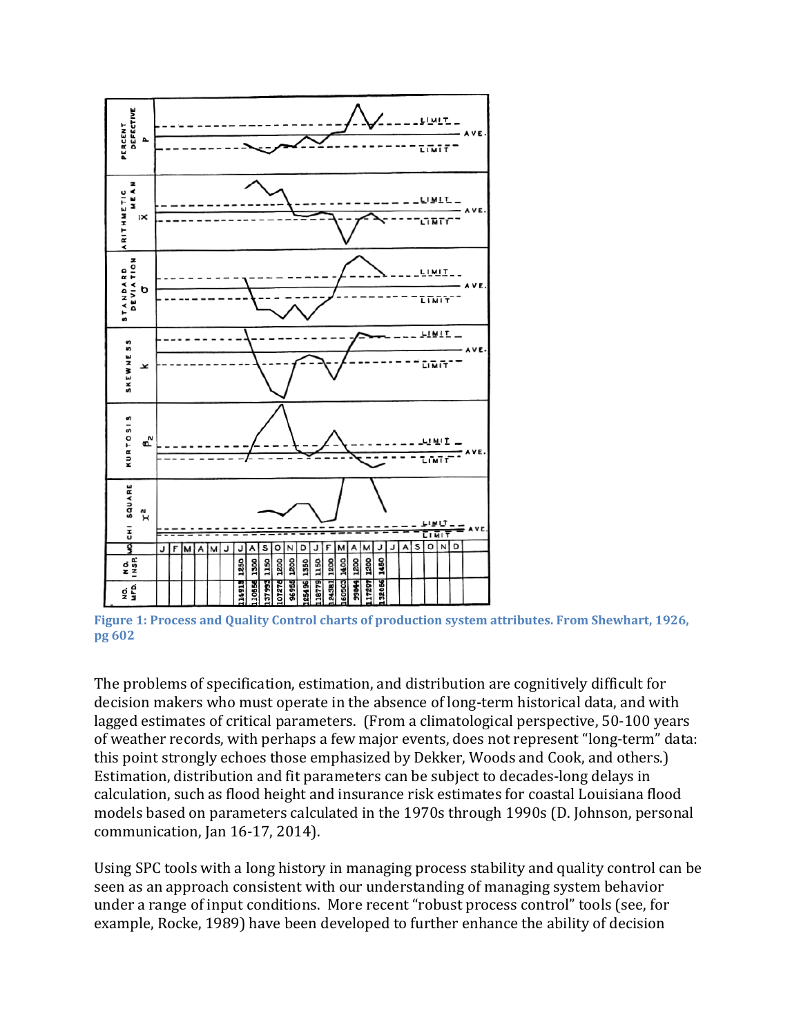Figure 1: Process and Quality Control charts of production system attributes. From Shewhart, 1926, pg 602

The problems of specification, estimation, and distribution are cognitively difficult for decision makers who must operate in the absence of long-term historical data, and with lagged estimates of critical parameters. (From a climatological perspective, 50-100 years of weather records, with perhaps a few major events, does not represent "long-term" data: this point strongly echoes those emphasized by Dekker, Woods and Cook, and others.) Estimation, distribution and fit parameters can be subject to decades-long delays in calculation, such as flood height and insurance risk estimates for coastal Louisiana flood models based on parameters calculated in the 1970s through 1990s (D. Johnson, personal communication, Jan 16-17, 2014).

Using SPC tools with a long history in managing process stability and quality control can be seen as an approach consistent with our understanding of managing system behavior under a range of input conditions. More recent "robust process control" tools (see, for example, Rocke, 1989) have been developed to further enhance the ability of decision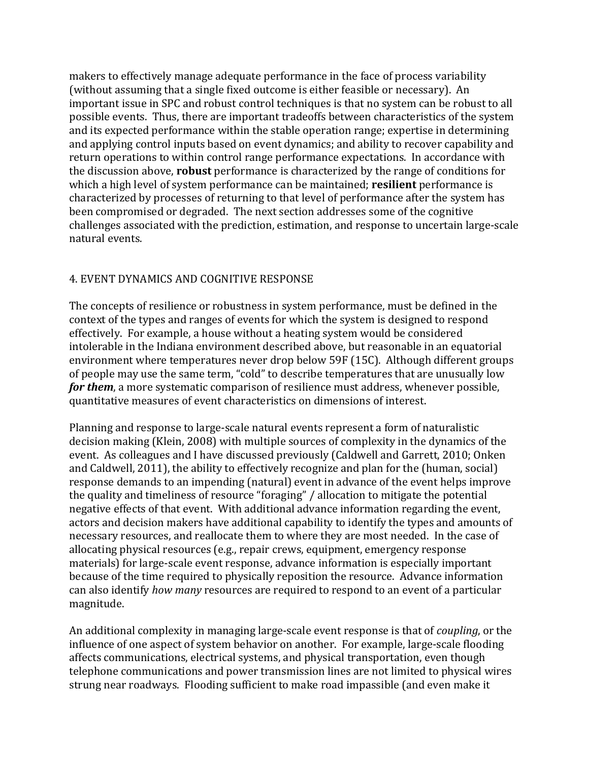makers to effectively manage adequate performance in the face of process variability (without assuming that a single fixed outcome is either feasible or necessary). An important issue in SPC and robust control techniques is that no system can be robust to all possible events. Thus, there are important tradeoffs between characteristics of the system and its expected performance within the stable operation range; expertise in determining and applying control inputs based on event dynamics; and ability to recover capability and return operations to within control range performance expectations. In accordance with the discussion above, **robust** performance is characterized by the range of conditions for which a high level of system performance can be maintained; **resilient** performance is characterized by processes of returning to that level of performance after the system has been compromised or degraded. The next section addresses some of the cognitive challenges associated with the prediction, estimation, and response to uncertain large-scale natural events.

## 4. EVENT DYNAMICS AND COGNITIVE RESPONSE

The concepts of resilience or robustness in system performance, must be defined in the context of the types and ranges of events for which the system is designed to respond effectively. For example, a house without a heating system would be considered intolerable in the Indiana environment described above, but reasonable in an equatorial environment where temperatures never drop below 59F (15C). Although different groups of people may use the same term, "cold" to describe temperatures that are unusually low ***for them***, a more systematic comparison of resilience must address, whenever possible, quantitative measures of event characteristics on dimensions of interest.

Planning and response to large-scale natural events represent a form of naturalistic decision making (Klein, 2008) with multiple sources of complexity in the dynamics of the event. As colleagues and I have discussed previously (Caldwell and Garrett, 2010; Onken and Caldwell, 2011), the ability to effectively recognize and plan for the (human, social) response demands to an impending (natural) event in advance of the event helps improve the quality and timeliness of resource "foraging" / allocation to mitigate the potential negative effects of that event. With additional advance information regarding the event, actors and decision makers have additional capability to identify the types and amounts of necessary resources, and reallocate them to where they are most needed. In the case of allocating physical resources (e.g., repair crews, equipment, emergency response materials) for large-scale event response, advance information is especially important because of the time required to physically reposition the resource. Advance information can also identify *how many* resources are required to respond to an event of a particular magnitude.

An additional complexity in managing large-scale event response is that of *coupling*, or the influence of one aspect of system behavior on another. For example, large-scale flooding affects communications, electrical systems, and physical transportation, even though telephone communications and power transmission lines are not limited to physical wires strung near roadways. Flooding sufficient to make road impassible (and even make it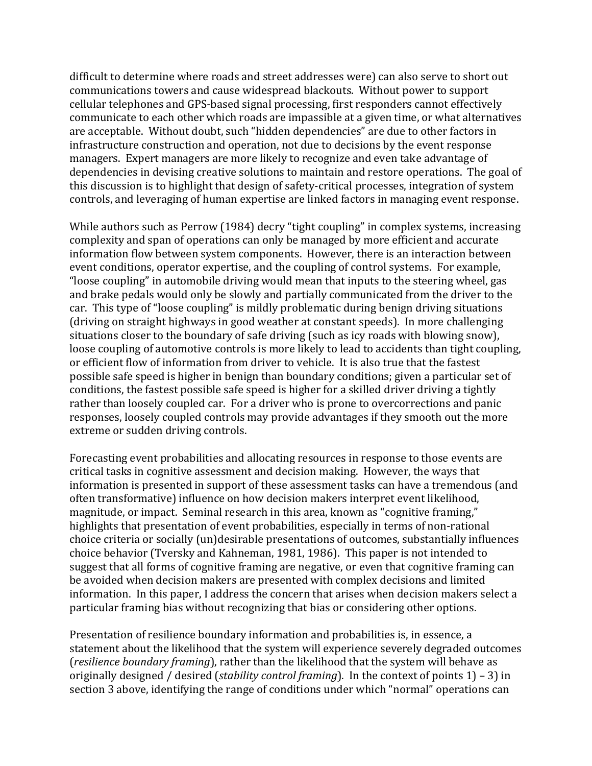difficult to determine where roads and street addresses were) can also serve to short out communications towers and cause widespread blackouts. Without power to support cellular telephones and GPS-based signal processing, first responders cannot effectively communicate to each other which roads are impassible at a given time, or what alternatives are acceptable. Without doubt, such "hidden dependencies" are due to other factors in infrastructure construction and operation, not due to decisions by the event response managers. Expert managers are more likely to recognize and even take advantage of dependencies in devising creative solutions to maintain and restore operations. The goal of this discussion is to highlight that design of safety-critical processes, integration of system controls, and leveraging of human expertise are linked factors in managing event response.

While authors such as Perrow (1984) decry "tight coupling" in complex systems, increasing complexity and span of operations can only be managed by more efficient and accurate information flow between system components. However, there is an interaction between event conditions, operator expertise, and the coupling of control systems. For example, "loose coupling" in automobile driving would mean that inputs to the steering wheel, gas and brake pedals would only be slowly and partially communicated from the driver to the car. This type of "loose coupling" is mildly problematic during benign driving situations (driving on straight highways in good weather at constant speeds). In more challenging situations closer to the boundary of safe driving (such as icy roads with blowing snow), loose coupling of automotive controls is more likely to lead to accidents than tight coupling, or efficient flow of information from driver to vehicle. It is also true that the fastest possible safe speed is higher in benign than boundary conditions; given a particular set of conditions, the fastest possible safe speed is higher for a skilled driver driving a tightly rather than loosely coupled car. For a driver who is prone to overcorrections and panic responses, loosely coupled controls may provide advantages if they smooth out the more extreme or sudden driving controls.

Forecasting event probabilities and allocating resources in response to those events are critical tasks in cognitive assessment and decision making. However, the ways that information is presented in support of these assessment tasks can have a tremendous (and often transformative) influence on how decision makers interpret event likelihood, magnitude, or impact. Seminal research in this area, known as "cognitive framing," highlights that presentation of event probabilities, especially in terms of non-rational choice criteria or socially (un)desirable presentations of outcomes, substantially influences choice behavior (Tversky and Kahneman, 1981, 1986). This paper is not intended to suggest that all forms of cognitive framing are negative, or even that cognitive framing can be avoided when decision makers are presented with complex decisions and limited information. In this paper, I address the concern that arises when decision makers select a particular framing bias without recognizing that bias or considering other options.

Presentation of resilience boundary information and probabilities is, in essence, a statement about the likelihood that the system will experience severely degraded outcomes (*resilience boundary framing*), rather than the likelihood that the system will behave as originally designed / desired (*stability control framing*). In the context of points 1) – 3) in section 3 above, identifying the range of conditions under which "normal" operations can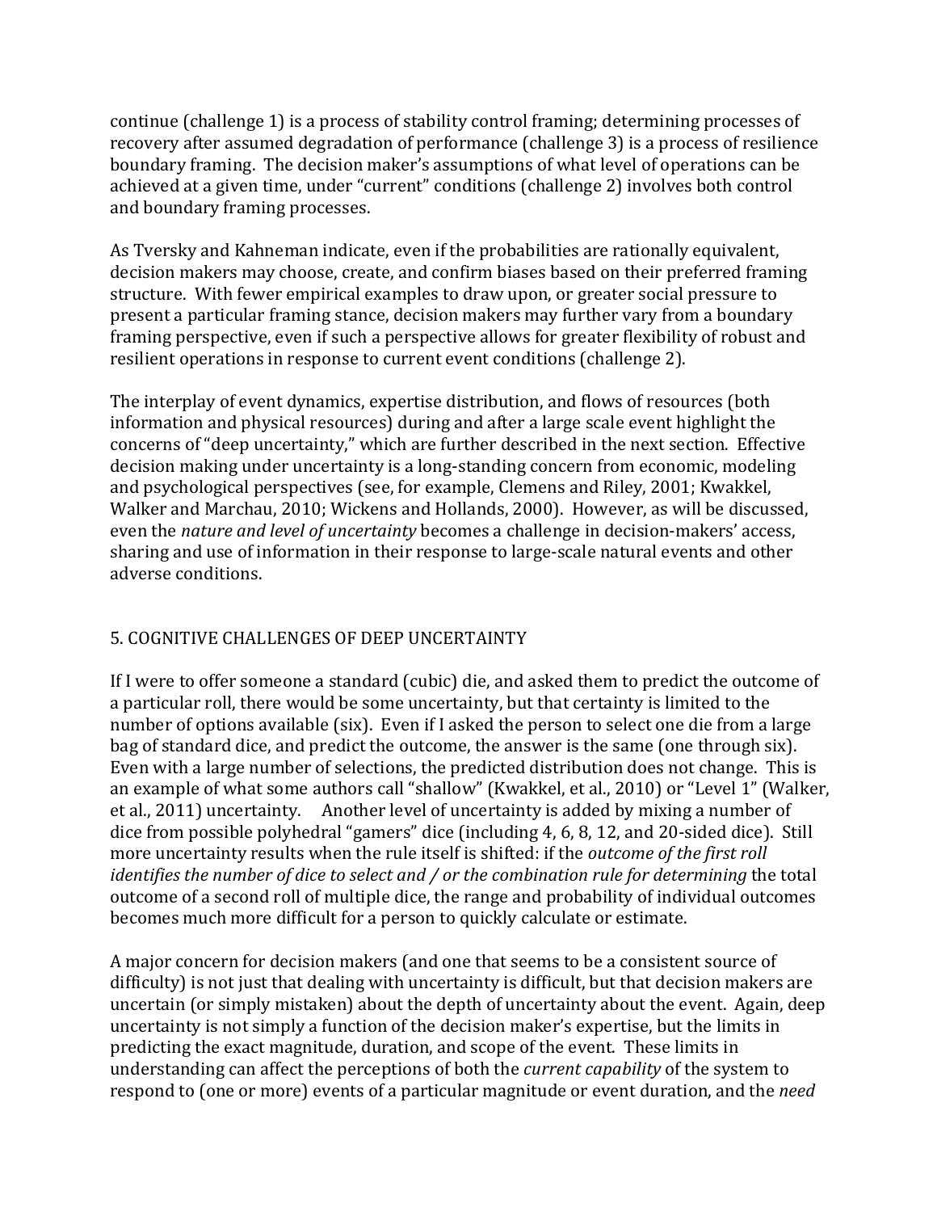continue (challenge 1) is a process of stability control framing; determining processes of recovery after assumed degradation of performance (challenge 3) is a process of resilience boundary framing. The decision maker's assumptions of what level of operations can be achieved at a given time, under "current" conditions (challenge 2) involves both control and boundary framing processes.

As Tversky and Kahneman indicate, even if the probabilities are rationally equivalent, decision makers may choose, create, and confirm biases based on their preferred framing structure. With fewer empirical examples to draw upon, or greater social pressure to present a particular framing stance, decision makers may further vary from a boundary framing perspective, even if such a perspective allows for greater flexibility of robust and resilient operations in response to current event conditions (challenge 2).

The interplay of event dynamics, expertise distribution, and flows of resources (both information and physical resources) during and after a large scale event highlight the concerns of "deep uncertainty," which are further described in the next section. Effective decision making under uncertainty is a long-standing concern from economic, modeling and psychological perspectives (see, for example, Clemens and Riley, 2001; Kwakkel, Walker and Marchau, 2010; Wickens and Hollands, 2000). However, as will be discussed, even the *nature and level of uncertainty* becomes a challenge in decision-makers' access, sharing and use of information in their response to large-scale natural events and other adverse conditions.

## 5. COGNITIVE CHALLENGES OF DEEP UNCERTAINTY

If I were to offer someone a standard (cubic) die, and asked them to predict the outcome of a particular roll, there would be some uncertainty, but that certainty is limited to the number of options available (six). Even if I asked the person to select one die from a large bag of standard dice, and predict the outcome, the answer is the same (one through six). Even with a large number of selections, the predicted distribution does not change. This is an example of what some authors call "shallow" (Kwakkel, et al., 2010) or "Level 1" (Walker, et al., 2011) uncertainty. Another level of uncertainty is added by mixing a number of dice from possible polyhedral "gamers" dice (including 4, 6, 8, 12, and 20-sided dice). Still more uncertainty results when the rule itself is shifted: if the *outcome of the first roll identifies the number of dice to select and / or the combination rule for determining* the total outcome of a second roll of multiple dice, the range and probability of individual outcomes becomes much more difficult for a person to quickly calculate or estimate.

A major concern for decision makers (and one that seems to be a consistent source of difficulty) is not just that dealing with uncertainty is difficult, but that decision makers are uncertain (or simply mistaken) about the depth of uncertainty about the event. Again, deep uncertainty is not simply a function of the decision maker's expertise, but the limits in predicting the exact magnitude, duration, and scope of the event. These limits in understanding can affect the perceptions of both the *current capability* of the system to respond to (one or more) events of a particular magnitude or event duration, and the *need*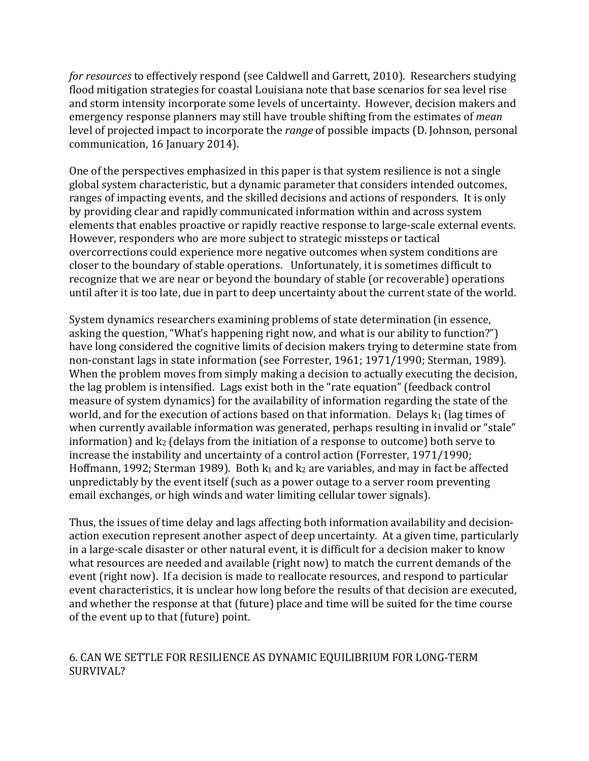*for resources* to effectively respond (see Caldwell and Garrett, 2010). Researchers studying flood mitigation strategies for coastal Louisiana note that base scenarios for sea level rise and storm intensity incorporate some levels of uncertainty. However, decision makers and emergency response planners may still have trouble shifting from the estimates of *mean* level of projected impact to incorporate the *range* of possible impacts (D. Johnson, personal communication, 16 January 2014).

One of the perspectives emphasized in this paper is that system resilience is not a single global system characteristic, but a dynamic parameter that considers intended outcomes, ranges of impacting events, and the skilled decisions and actions of responders. It is only by providing clear and rapidly communicated information within and across system elements that enables proactive or rapidly reactive response to large-scale external events. However, responders who are more subject to strategic missteps or tactical overcorrections could experience more negative outcomes when system conditions are closer to the boundary of stable operations. Unfortunately, it is sometimes difficult to recognize that we are near or beyond the boundary of stable (or recoverable) operations until after it is too late, due in part to deep uncertainty about the current state of the world.

System dynamics researchers examining problems of state determination (in essence, asking the question, "What's happening right now, and what is our ability to function?") have long considered the cognitive limits of decision makers trying to determine state from non-constant lags in state information (see Forrester, 1961; 1971/1990; Sterman, 1989). When the problem moves from simply making a decision to actually executing the decision, the lag problem is intensified. Lags exist both in the "rate equation" (feedback control measure of system dynamics) for the availability of information regarding the state of the world, and for the execution of actions based on that information. Delays $k_1$ (lag times of when currently available information was generated, perhaps resulting in invalid or "stale" information) and $k_2$ (delays from the initiation of a response to outcome) both serve to increase the instability and uncertainty of a control action (Forrester, 1971/1990; Hoffmann, 1992; Sterman 1989). Both $k_1$ and $k_2$ are variables, and may in fact be affected unpredictably by the event itself (such as a power outage to a server room preventing email exchanges, or high winds and water limiting cellular tower signals).

Thus, the issues of time delay and lags affecting both information availability and decision-action execution represent another aspect of deep uncertainty. At a given time, particularly in a large-scale disaster or other natural event, it is difficult for a decision maker to know what resources are needed and available (right now) to match the current demands of the event (right now). If a decision is made to reallocate resources, and respond to particular event characteristics, it is unclear how long before the results of that decision are executed, and whether the response at that (future) place and time will be suited for the time course of the event up to that (future) point.

## 6. CAN WE SETTLE FOR RESILIENCE AS DYNAMIC EQUILIBRIUM FOR LONG-TERM SURVIVAL?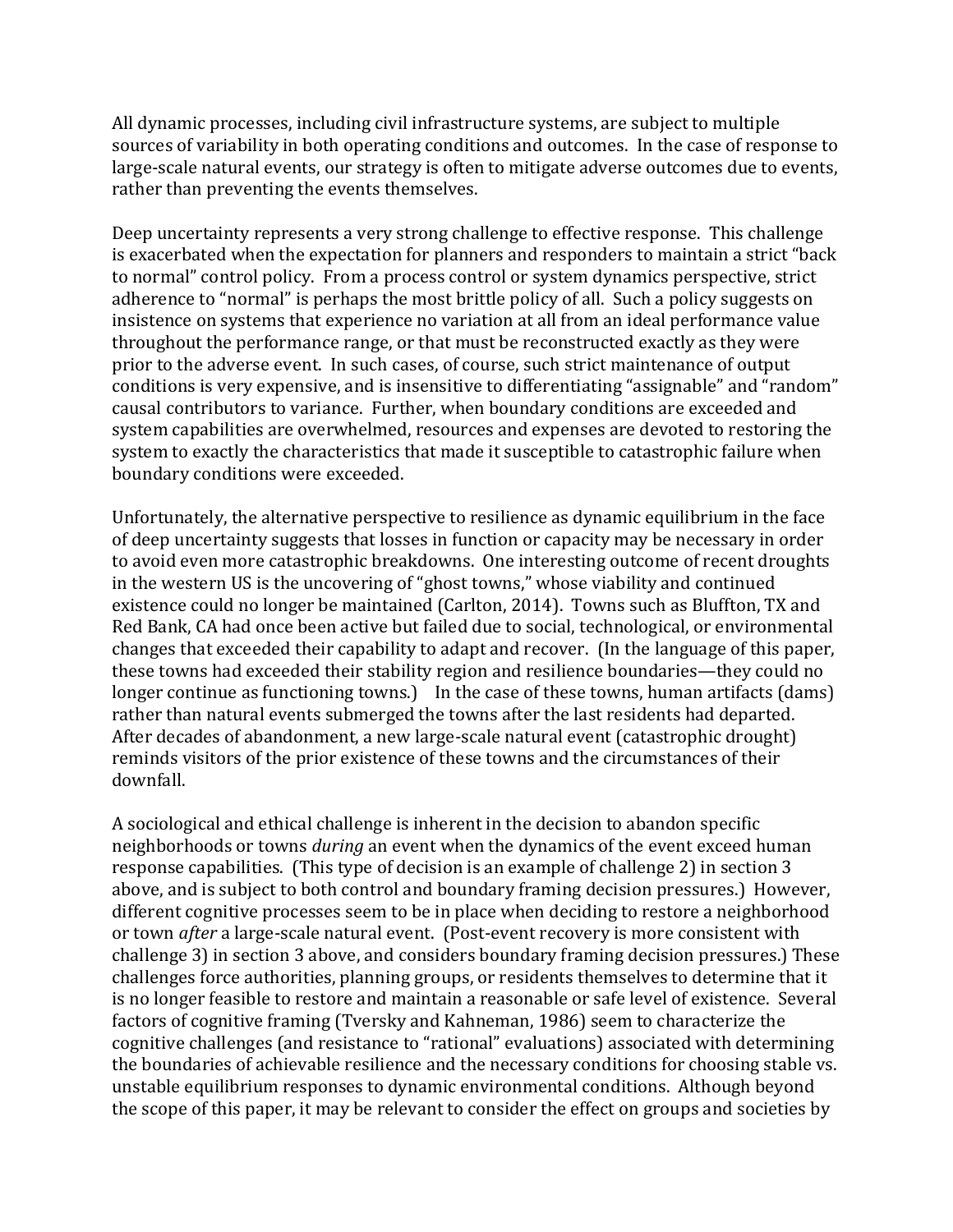All dynamic processes, including civil infrastructure systems, are subject to multiple sources of variability in both operating conditions and outcomes. In the case of response to large-scale natural events, our strategy is often to mitigate adverse outcomes due to events, rather than preventing the events themselves.

Deep uncertainty represents a very strong challenge to effective response. This challenge is exacerbated when the expectation for planners and responders to maintain a strict "back to normal" control policy. From a process control or system dynamics perspective, strict adherence to "normal" is perhaps the most brittle policy of all. Such a policy suggests on insistence on systems that experience no variation at all from an ideal performance value throughout the performance range, or that must be reconstructed exactly as they were prior to the adverse event. In such cases, of course, such strict maintenance of output conditions is very expensive, and is insensitive to differentiating "assignable" and "random" causal contributors to variance. Further, when boundary conditions are exceeded and system capabilities are overwhelmed, resources and expenses are devoted to restoring the system to exactly the characteristics that made it susceptible to catastrophic failure when boundary conditions were exceeded.

Unfortunately, the alternative perspective to resilience as dynamic equilibrium in the face of deep uncertainty suggests that losses in function or capacity may be necessary in order to avoid even more catastrophic breakdowns. One interesting outcome of recent droughts in the western US is the uncovering of "ghost towns," whose viability and continued existence could no longer be maintained (Carlton, 2014). Towns such as Bluffton, TX and Red Bank, CA had once been active but failed due to social, technological, or environmental changes that exceeded their capability to adapt and recover. (In the language of this paper, these towns had exceeded their stability region and resilience boundaries—they could no longer continue as functioning towns.) In the case of these towns, human artifacts (dams) rather than natural events submerged the towns after the last residents had departed. After decades of abandonment, a new large-scale natural event (catastrophic drought) reminds visitors of the prior existence of these towns and the circumstances of their downfall.

A sociological and ethical challenge is inherent in the decision to abandon specific neighborhoods or towns *during* an event when the dynamics of the event exceed human response capabilities. (This type of decision is an example of challenge 2) in section 3 above, and is subject to both control and boundary framing decision pressures.) However, different cognitive processes seem to be in place when deciding to restore a neighborhood or town *after* a large-scale natural event. (Post-event recovery is more consistent with challenge 3) in section 3 above, and considers boundary framing decision pressures.) These challenges force authorities, planning groups, or residents themselves to determine that it is no longer feasible to restore and maintain a reasonable or safe level of existence. Several factors of cognitive framing (Tversky and Kahneman, 1986) seem to characterize the cognitive challenges (and resistance to "rational" evaluations) associated with determining the boundaries of achievable resilience and the necessary conditions for choosing stable vs. unstable equilibrium responses to dynamic environmental conditions. Although beyond the scope of this paper, it may be relevant to consider the effect on groups and societies by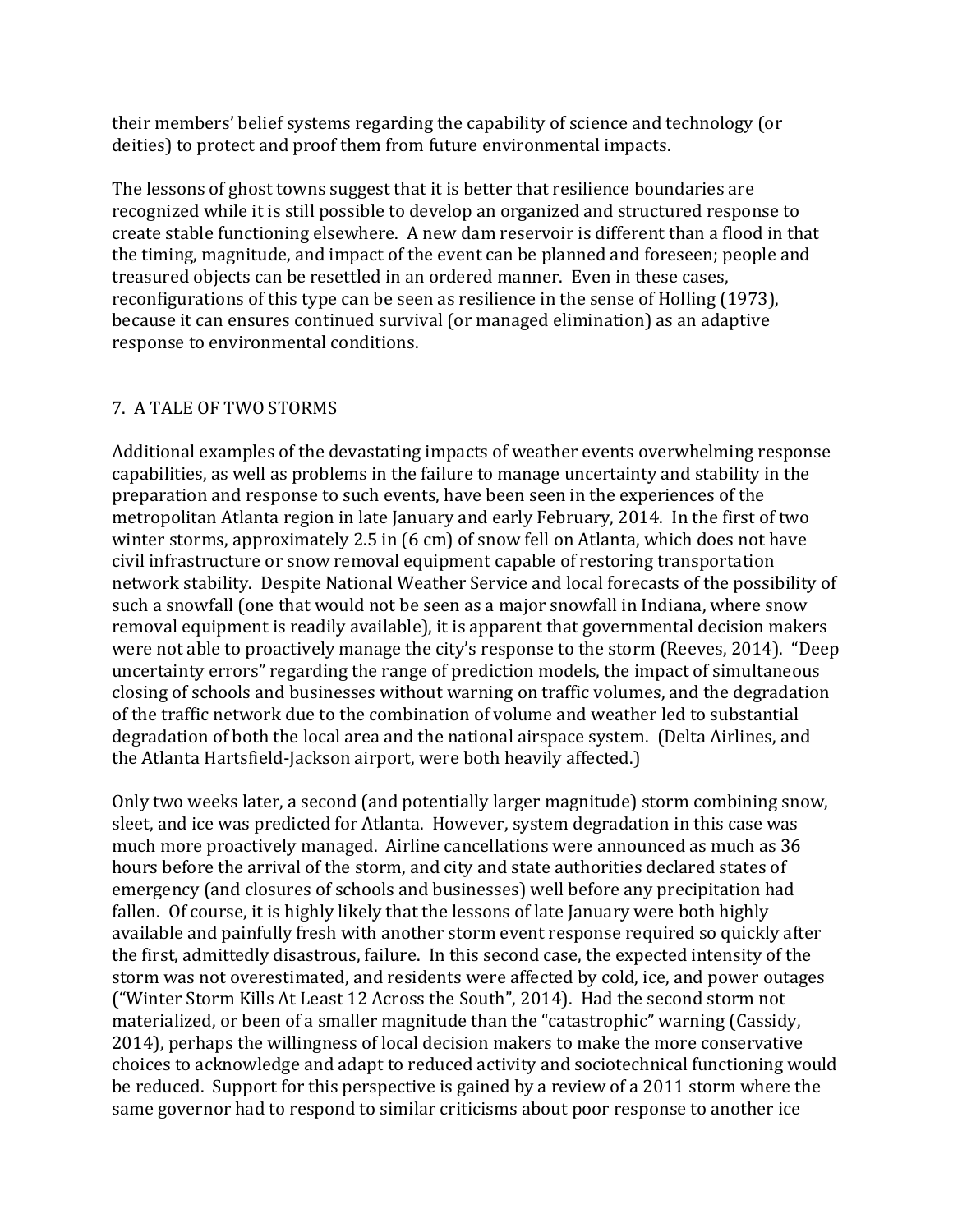their members' belief systems regarding the capability of science and technology (or deities) to protect and proof them from future environmental impacts.

The lessons of ghost towns suggest that it is better that resilience boundaries are recognized while it is still possible to develop an organized and structured response to create stable functioning elsewhere. A new dam reservoir is different than a flood in that the timing, magnitude, and impact of the event can be planned and foreseen; people and treasured objects can be resettled in an ordered manner. Even in these cases, reconfigurations of this type can be seen as resilience in the sense of Holling (1973), because it can ensures continued survival (or managed elimination) as an adaptive response to environmental conditions.

## 7. A TALE OF TWO STORMS

Additional examples of the devastating impacts of weather events overwhelming response capabilities, as well as problems in the failure to manage uncertainty and stability in the preparation and response to such events, have been seen in the experiences of the metropolitan Atlanta region in late January and early February, 2014. In the first of two winter storms, approximately 2.5 in (6 cm) of snow fell on Atlanta, which does not have civil infrastructure or snow removal equipment capable of restoring transportation network stability. Despite National Weather Service and local forecasts of the possibility of such a snowfall (one that would not be seen as a major snowfall in Indiana, where snow removal equipment is readily available), it is apparent that governmental decision makers were not able to proactively manage the city's response to the storm (Reeves, 2014). "Deep uncertainty errors" regarding the range of prediction models, the impact of simultaneous closing of schools and businesses without warning on traffic volumes, and the degradation of the traffic network due to the combination of volume and weather led to substantial degradation of both the local area and the national airspace system. (Delta Airlines, and the Atlanta Hartsfield-Jackson airport, were both heavily affected.)

Only two weeks later, a second (and potentially larger magnitude) storm combining snow, sleet, and ice was predicted for Atlanta. However, system degradation in this case was much more proactively managed. Airline cancellations were announced as much as 36 hours before the arrival of the storm, and city and state authorities declared states of emergency (and closures of schools and businesses) well before any precipitation had fallen. Of course, it is highly likely that the lessons of late January were both highly available and painfully fresh with another storm event response required so quickly after the first, admittedly disastrous, failure. In this second case, the expected intensity of the storm was not overestimated, and residents were affected by cold, ice, and power outages ("Winter Storm Kills At Least 12 Across the South", 2014). Had the second storm not materialized, or been of a smaller magnitude than the "catastrophic" warning (Cassidy, 2014), perhaps the willingness of local decision makers to make the more conservative choices to acknowledge and adapt to reduced activity and sociotechnical functioning would be reduced. Support for this perspective is gained by a review of a 2011 storm where the same governor had to respond to similar criticisms about poor response to another ice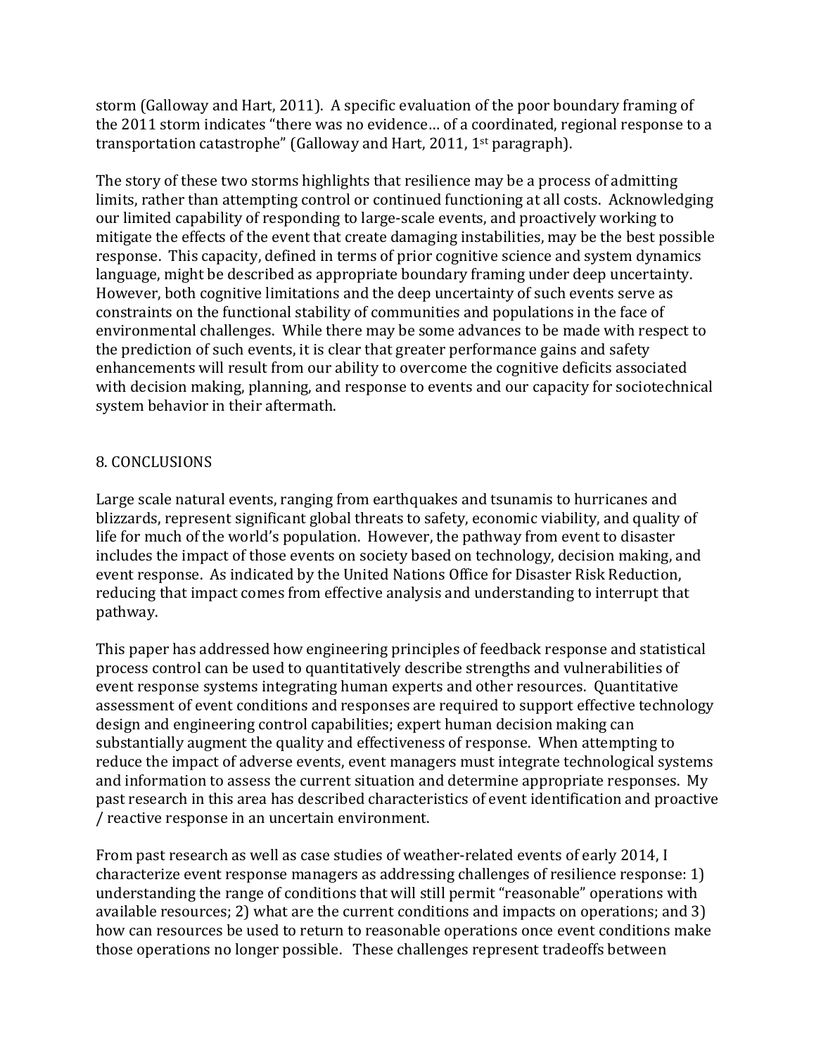storm (Galloway and Hart, 2011). A specific evaluation of the poor boundary framing of the 2011 storm indicates "there was no evidence… of a coordinated, regional response to a transportation catastrophe" (Galloway and Hart, 2011, 1st paragraph).

The story of these two storms highlights that resilience may be a process of admitting limits, rather than attempting control or continued functioning at all costs. Acknowledging our limited capability of responding to large-scale events, and proactively working to mitigate the effects of the event that create damaging instabilities, may be the best possible response. This capacity, defined in terms of prior cognitive science and system dynamics language, might be described as appropriate boundary framing under deep uncertainty. However, both cognitive limitations and the deep uncertainty of such events serve as constraints on the functional stability of communities and populations in the face of environmental challenges. While there may be some advances to be made with respect to the prediction of such events, it is clear that greater performance gains and safety enhancements will result from our ability to overcome the cognitive deficits associated with decision making, planning, and response to events and our capacity for sociotechnical system behavior in their aftermath.

## 8. CONCLUSIONS

Large scale natural events, ranging from earthquakes and tsunamis to hurricanes and blizzards, represent significant global threats to safety, economic viability, and quality of life for much of the world's population. However, the pathway from event to disaster includes the impact of those events on society based on technology, decision making, and event response. As indicated by the United Nations Office for Disaster Risk Reduction, reducing that impact comes from effective analysis and understanding to interrupt that pathway.

This paper has addressed how engineering principles of feedback response and statistical process control can be used to quantitatively describe strengths and vulnerabilities of event response systems integrating human experts and other resources. Quantitative assessment of event conditions and responses are required to support effective technology design and engineering control capabilities; expert human decision making can substantially augment the quality and effectiveness of response. When attempting to reduce the impact of adverse events, event managers must integrate technological systems and information to assess the current situation and determine appropriate responses. My past research in this area has described characteristics of event identification and proactive / reactive response in an uncertain environment.

From past research as well as case studies of weather-related events of early 2014, I characterize event response managers as addressing challenges of resilience response: 1) understanding the range of conditions that will still permit "reasonable" operations with available resources; 2) what are the current conditions and impacts on operations; and 3) how can resources be used to return to reasonable operations once event conditions make those operations no longer possible. These challenges represent tradeoffs between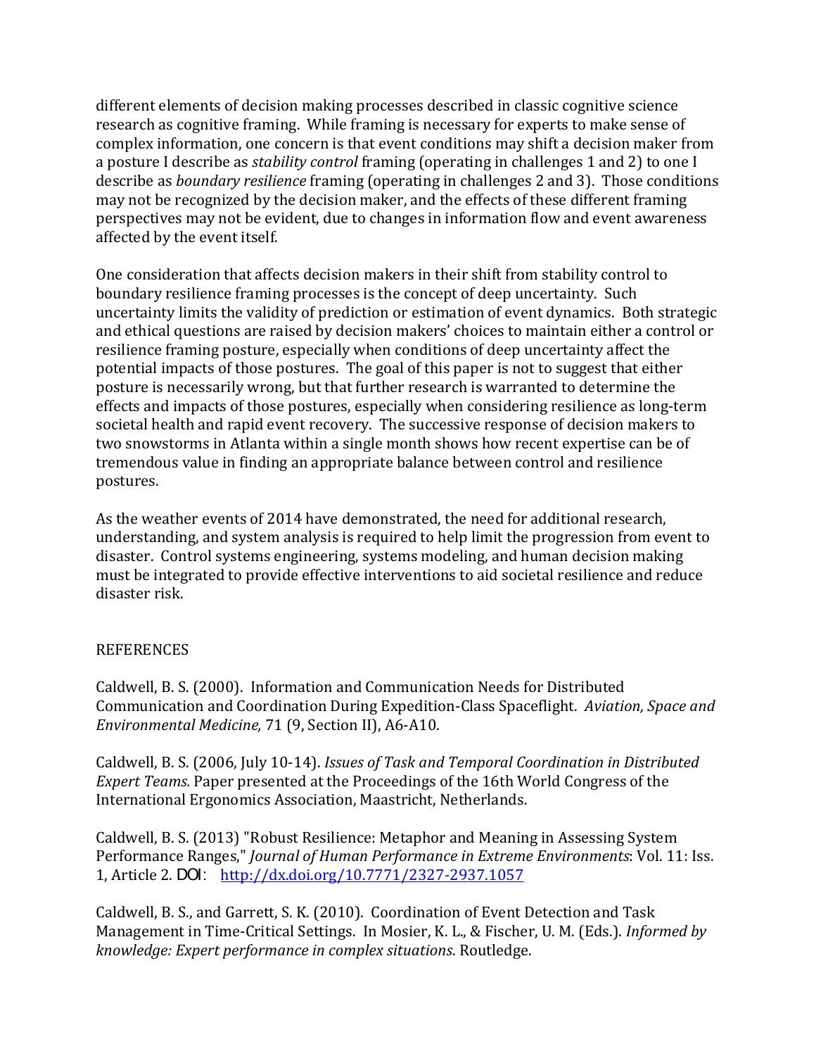different elements of decision making processes described in classic cognitive science research as cognitive framing. While framing is necessary for experts to make sense of complex information, one concern is that event conditions may shift a decision maker from a posture I describe as *stability control* framing (operating in challenges 1 and 2) to one I describe as *boundary resilience* framing (operating in challenges 2 and 3). Those conditions may not be recognized by the decision maker, and the effects of these different framing perspectives may not be evident, due to changes in information flow and event awareness affected by the event itself.

One consideration that affects decision makers in their shift from stability control to boundary resilience framing processes is the concept of deep uncertainty. Such uncertainty limits the validity of prediction or estimation of event dynamics. Both strategic and ethical questions are raised by decision makers' choices to maintain either a control or resilience framing posture, especially when conditions of deep uncertainty affect the potential impacts of those postures. The goal of this paper is not to suggest that either posture is necessarily wrong, but that further research is warranted to determine the effects and impacts of those postures, especially when considering resilience as long-term societal health and rapid event recovery. The successive response of decision makers to two snowstorms in Atlanta within a single month shows how recent expertise can be of tremendous value in finding an appropriate balance between control and resilience postures.

As the weather events of 2014 have demonstrated, the need for additional research, understanding, and system analysis is required to help limit the progression from event to disaster. Control systems engineering, systems modeling, and human decision making must be integrated to provide effective interventions to aid societal resilience and reduce disaster risk.

## REFERENCES

Caldwell, B. S. (2000). Information and Communication Needs for Distributed Communication and Coordination During Expedition-Class Spaceflight. *Aviation, Space and Environmental Medicine,* 71 (9, Section II), A6-A10.

Caldwell, B. S. (2006, July 10-14). *Issues of Task and Temporal Coordination in Distributed Expert Teams.* Paper presented at the Proceedings of the 16th World Congress of the International Ergonomics Association, Maastricht, Netherlands.

Caldwell, B. S. (2013) "Robust Resilience: Metaphor and Meaning in Assessing System Performance Ranges," *Journal of Human Performance in Extreme Environments*: Vol. 11: Iss. 1, Article 2. DOI: http://dx.doi.org/10.7771/2327-2937.1057

Caldwell, B. S., and Garrett, S. K. (2010). Coordination of Event Detection and Task Management in Time-Critical Settings. In Mosier, K. L., & Fischer, U. M. (Eds.). *Informed by knowledge: Expert performance in complex situations.* Routledge.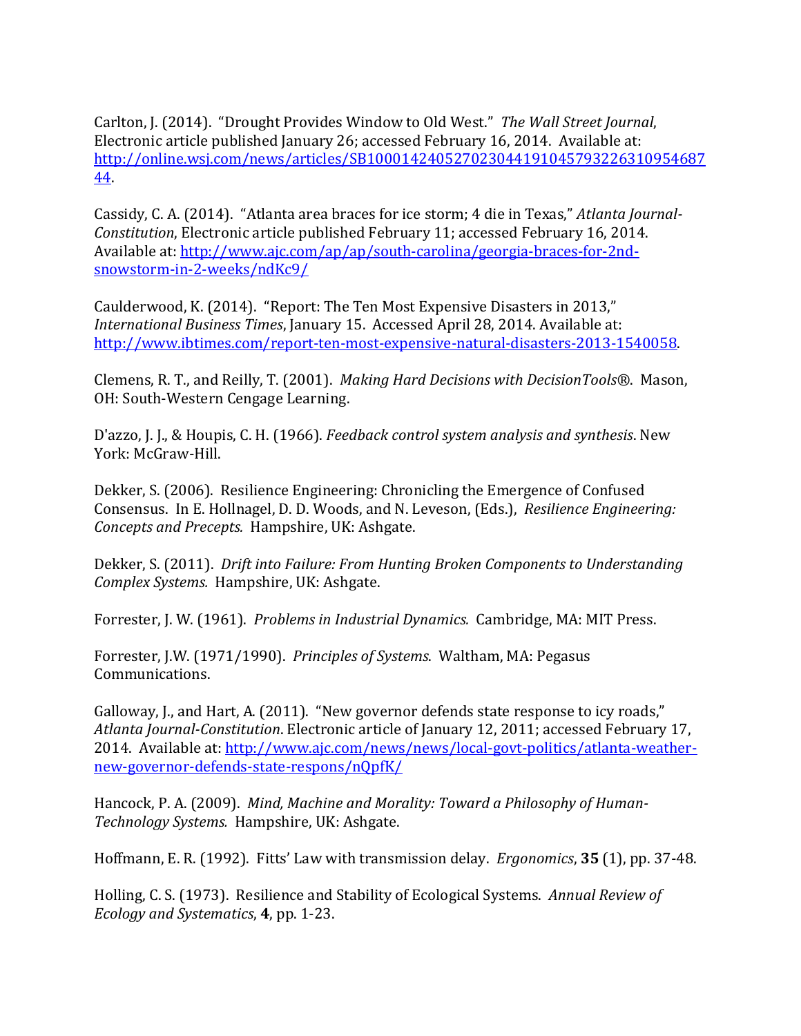Carlton, J. (2014). "Drought Provides Window to Old West." *The Wall Street Journal*, Electronic article published January 26; accessed February 16, 2014. Available at: http://online.wsj.com/news/articles/SB10001424052702304419104579322631095468744.

Cassidy, C. A. (2014). "Atlanta area braces for ice storm; 4 die in Texas," *Atlanta Journal-Constitution*, Electronic article published February 11; accessed February 16, 2014. Available at: http://www.ajc.com/ap/ap/south-carolina/georgia-braces-for-2nd-snowstorm-in-2-weeks/ndKc9/

Caulderwood, K. (2014). "Report: The Ten Most Expensive Disasters in 2013," *International Business Times*, January 15. Accessed April 28, 2014. Available at: http://www.ibtimes.com/report-ten-most-expensive-natural-disasters-2013-1540058.

Clemens, R. T., and Reilly, T. (2001). *Making Hard Decisions with DecisionTools®*. Mason, OH: South-Western Cengage Learning.

D'azzo, J. J., & Houpis, C. H. (1966). *Feedback control system analysis and synthesis*. New York: McGraw-Hill.

Dekker, S. (2006). Resilience Engineering: Chronicling the Emergence of Confused Consensus. In E. Hollnagel, D. D. Woods, and N. Leveson, (Eds.), *Resilience Engineering: Concepts and Precepts.* Hampshire, UK: Ashgate.

Dekker, S. (2011). *Drift into Failure: From Hunting Broken Components to Understanding Complex Systems.* Hampshire, UK: Ashgate.

Forrester, J. W. (1961). *Problems in Industrial Dynamics.* Cambridge, MA: MIT Press.

Forrester, J.W. (1971/1990). *Principles of Systems*. Waltham, MA: Pegasus Communications.

Galloway, J., and Hart, A. (2011). "New governor defends state response to icy roads," *Atlanta Journal-Constitution*. Electronic article of January 12, 2011; accessed February 17, 2014. Available at: http://www.ajc.com/news/news/local-govt-politics/atlanta-weather-new-governor-defends-state-respons/nQpfK/

Hancock, P. A. (2009). *Mind, Machine and Morality: Toward a Philosophy of Human-Technology Systems.* Hampshire, UK: Ashgate.

Hoffmann, E. R. (1992). Fitts' Law with transmission delay. *Ergonomics*, **35** (1), pp. 37-48.

Holling, C. S. (1973). Resilience and Stability of Ecological Systems. *Annual Review of Ecology and Systematics*, **4**, pp. 1-23.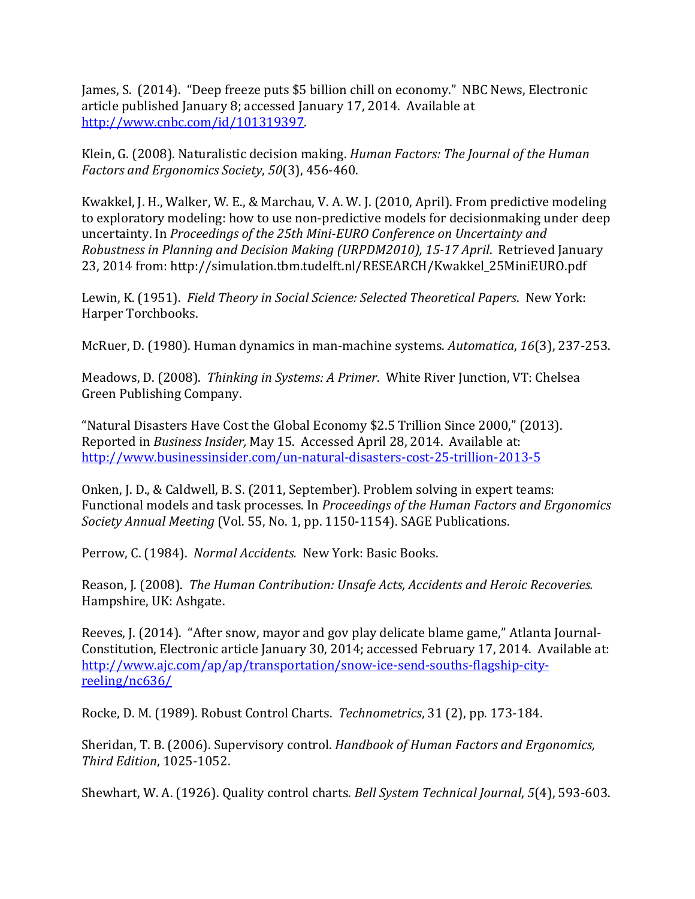James, S. (2014). "Deep freeze puts $5 billion chill on economy." NBC News, Electronic article published January 8; accessed January 17, 2014. Available at http://www.cnbc.com/id/101319397.

Klein, G. (2008). Naturalistic decision making. *Human Factors: The Journal of the Human Factors and Ergonomics Society*, *50*(3), 456-460.

Kwakkel, J. H., Walker, W. E., & Marchau, V. A. W. J. (2010, April). From predictive modeling to exploratory modeling: how to use non-predictive models for decisionmaking under deep uncertainty. In *Proceedings of the 25th Mini-EURO Conference on Uncertainty and Robustness in Planning and Decision Making (URPDM2010), 15-17 April*. Retrieved January 23, 2014 from: http://simulation.tbm.tudelft.nl/RESEARCH/Kwakkel_25MiniEURO.pdf

Lewin, K. (1951). *Field Theory in Social Science: Selected Theoretical Papers*. New York: Harper Torchbooks.

McRuer, D. (1980). Human dynamics in man-machine systems. *Automatica*, *16*(3), 237-253.

Meadows, D. (2008). *Thinking in Systems: A Primer*. White River Junction, VT: Chelsea Green Publishing Company.

"Natural Disasters Have Cost the Global Economy $2.5 Trillion Since 2000," (2013). Reported in *Business Insider,* May 15. Accessed April 28, 2014. Available at: http://www.businessinsider.com/un-natural-disasters-cost-25-trillion-2013-5

Onken, J. D., & Caldwell, B. S. (2011, September). Problem solving in expert teams: Functional models and task processes. In *Proceedings of the Human Factors and Ergonomics Society Annual Meeting* (Vol. 55, No. 1, pp. 1150-1154). SAGE Publications.

Perrow, C. (1984). *Normal Accidents.* New York: Basic Books.

Reason, J. (2008). *The Human Contribution: Unsafe Acts, Accidents and Heroic Recoveries.* Hampshire, UK: Ashgate.

Reeves, J. (2014). "After snow, mayor and gov play delicate blame game," Atlanta Journal-Constitution, Electronic article January 30, 2014; accessed February 17, 2014. Available at: http://www.ajc.com/ap/ap/transportation/snow-ice-send-souths-flagship-city-reeling/nc636/

Rocke, D. M. (1989). Robust Control Charts. *Technometrics*, 31 (2), pp. 173-184.

Sheridan, T. B. (2006). Supervisory control. *Handbook of Human Factors and Ergonomics, Third Edition*, 1025-1052.

Shewhart, W. A. (1926). Quality control charts. *Bell System Technical Journal*, *5*(4), 593-603.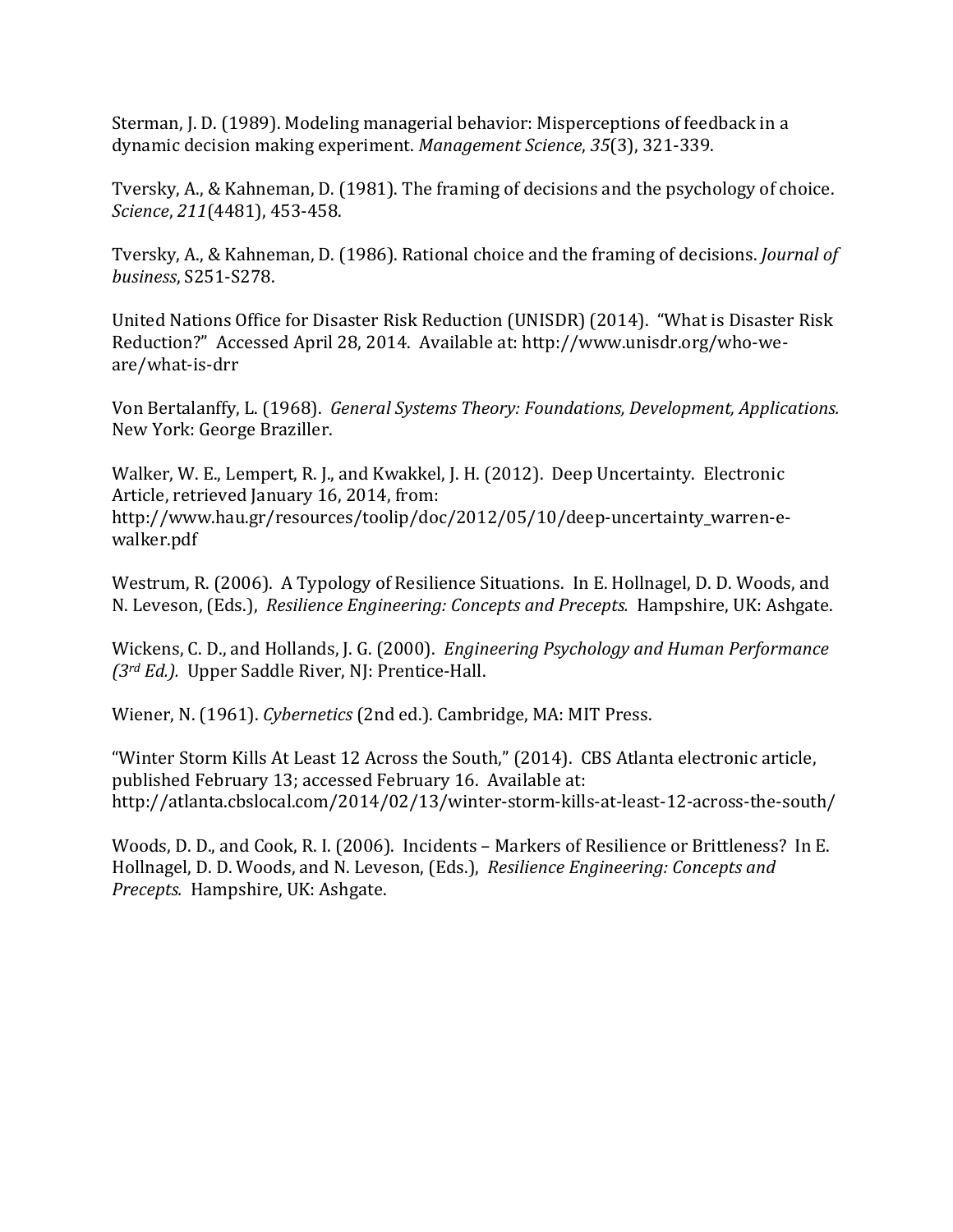Sterman, J. D. (1989). Modeling managerial behavior: Misperceptions of feedback in a dynamic decision making experiment. *Management Science*, *35*(3), 321-339.

Tversky, A., & Kahneman, D. (1981). The framing of decisions and the psychology of choice. *Science*, *211*(4481), 453-458.

Tversky, A., & Kahneman, D. (1986). Rational choice and the framing of decisions. *Journal of business*, S251-S278.

United Nations Office for Disaster Risk Reduction (UNISDR) (2014). "What is Disaster Risk Reduction?" Accessed April 28, 2014. Available at: http://www.unisdr.org/who-we-are/what-is-drr

Von Bertalanffy, L. (1968). *General Systems Theory: Foundations, Development, Applications.* New York: George Braziller.

Walker, W. E., Lempert, R. J., and Kwakkel, J. H. (2012). Deep Uncertainty. Electronic Article, retrieved January 16, 2014, from: http://www.hau.gr/resources/toolip/doc/2012/05/10/deep-uncertainty_warren-e-walker.pdf

Westrum, R. (2006). A Typology of Resilience Situations. In E. Hollnagel, D. D. Woods, and N. Leveson, (Eds.), *Resilience Engineering: Concepts and Precepts.* Hampshire, UK: Ashgate.

Wickens, C. D., and Hollands, J. G. (2000). *Engineering Psychology and Human Performance (3rd Ed.).* Upper Saddle River, NJ: Prentice-Hall.

Wiener, N. (1961). *Cybernetics* (2nd ed.). Cambridge, MA: MIT Press.

"Winter Storm Kills At Least 12 Across the South," (2014). CBS Atlanta electronic article, published February 13; accessed February 16. Available at: http://atlanta.cbslocal.com/2014/02/13/winter-storm-kills-at-least-12-across-the-south/

Woods, D. D., and Cook, R. I. (2006). Incidents – Markers of Resilience or Brittleness? In E. Hollnagel, D. D. Woods, and N. Leveson, (Eds.), *Resilience Engineering: Concepts and Precepts.* Hampshire, UK: Ashgate.